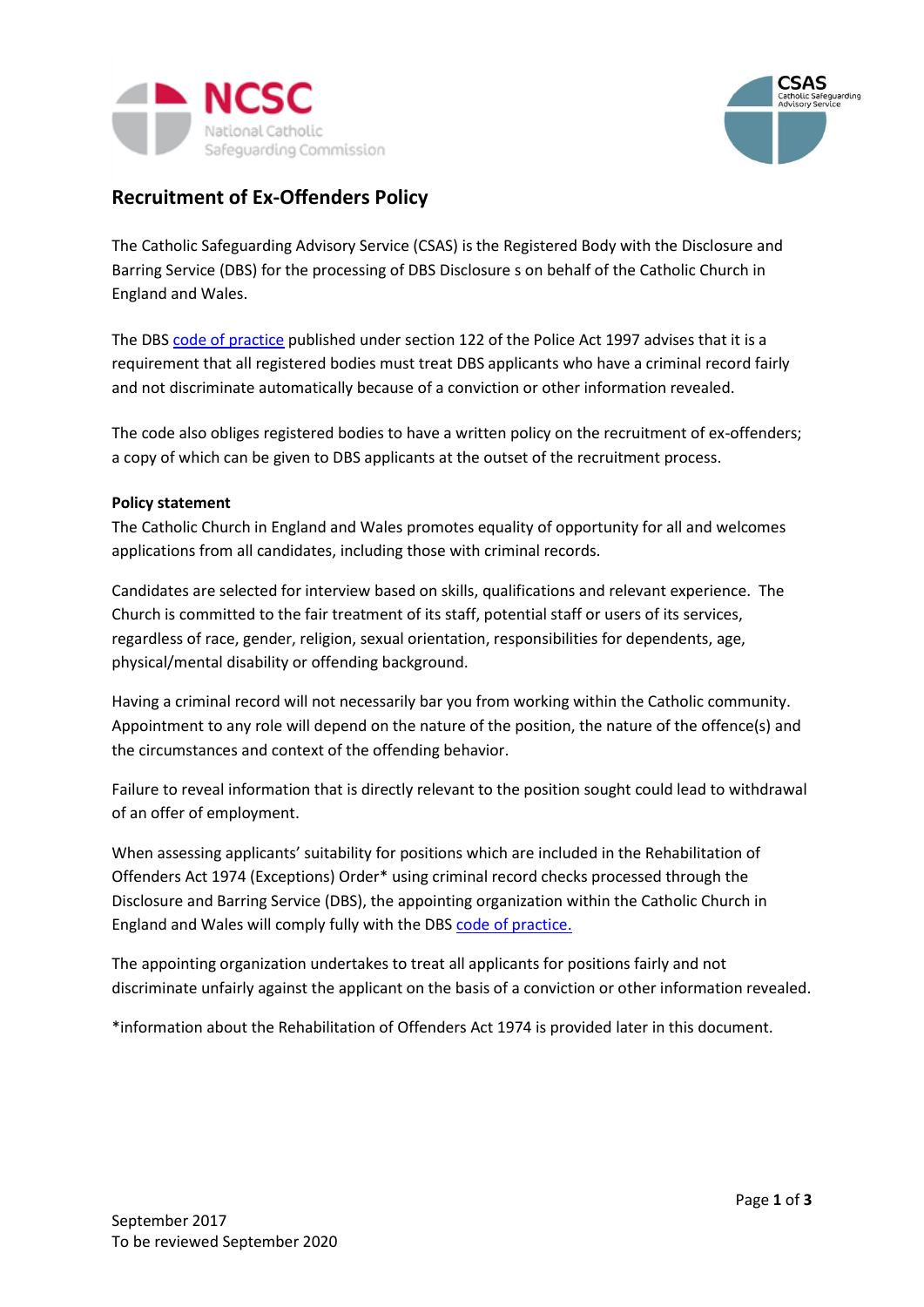# Recruitment of Ex-Offenders Policy

The Catholic Safeguarding Advisory Service (CSAS) is the Registered Body with the Disclosure and Barring Service (DBS) for the processing of DBS Disclosure s on behalf of the Catholic Church in England and Wales.

The DBS code of practice published under section 122 of the Police Act 1997 advises that it is a requirement that all registered bodies must treat DBS applicants who have a criminal record fairly and not discriminate automatically because of a conviction or other information revealed.

The code also obliges registered bodies to have a written policy on the recruitment of ex-offenders; a copy of which can be given to DBS applicants at the outset of the recruitment process.

**Policy statement**

The Catholic Church in England and Wales promotes equality of opportunity for all and welcomes applications from all candidates, including those with criminal records.

Candidates are selected for interview based on skills, qualifications and relevant experience. The Church is committed to the fair treatment of its staff, potential staff or users of its services, regardless of race, gender, religion, sexual orientation, responsibilities for dependents, age, physical/mental disability or offending background.

Having a criminal record will not necessarily bar you from working within the Catholic community. Appointment to any role will depend on the nature of the position, the nature of the offence(s) and the circumstances and context of the offending behavior.

Failure to reveal information that is directly relevant to the position sought could lead to withdrawal of an offer of employment.

When assessing applicants' suitability for positions which are included in the Rehabilitation of Offenders Act 1974 (Exceptions) Order* using criminal record checks processed through the Disclosure and Barring Service (DBS), the appointing organization within the Catholic Church in England and Wales will comply fully with the DBS code of practice.

The appointing organization undertakes to treat all applicants for positions fairly and not discriminate unfairly against the applicant on the basis of a conviction or other information revealed.

*information about the Rehabilitation of Offenders Act 1974 is provided later in this document.

September 2017
To be reviewed September 2020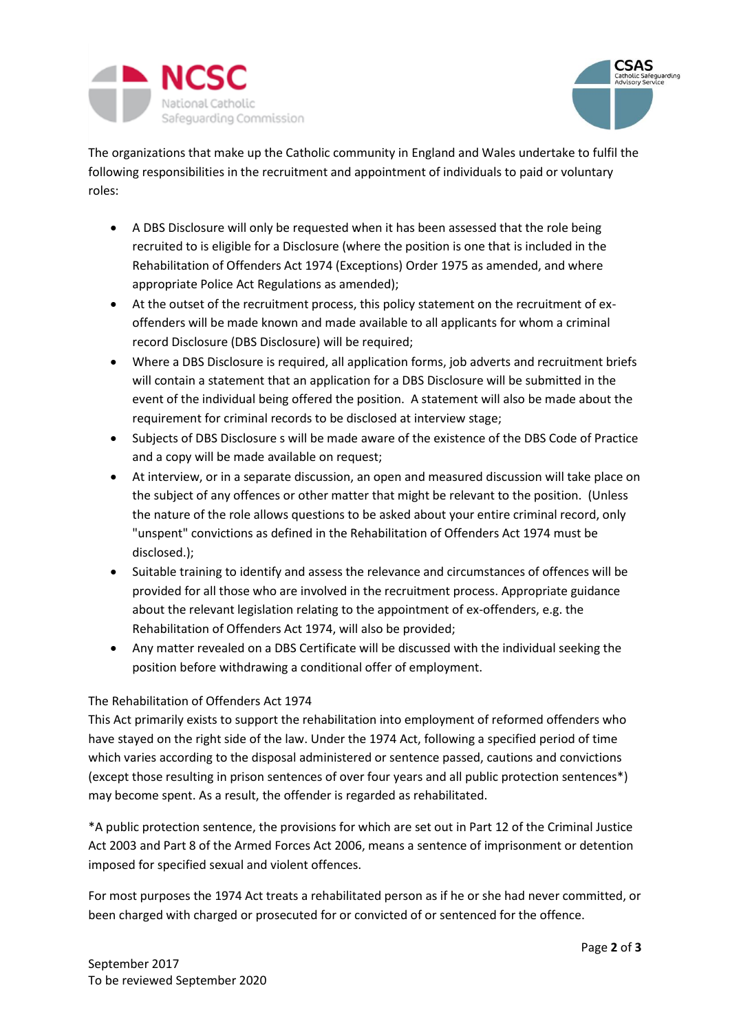The organizations that make up the Catholic community in England and Wales undertake to fulfil the following responsibilities in the recruitment and appointment of individuals to paid or voluntary roles:

- A DBS Disclosure will only be requested when it has been assessed that the role being recruited to is eligible for a Disclosure (where the position is one that is included in the Rehabilitation of Offenders Act 1974 (Exceptions) Order 1975 as amended, and where appropriate Police Act Regulations as amended);
- At the outset of the recruitment process, this policy statement on the recruitment of ex-offenders will be made known and made available to all applicants for whom a criminal record Disclosure (DBS Disclosure) will be required;
- Where a DBS Disclosure is required, all application forms, job adverts and recruitment briefs will contain a statement that an application for a DBS Disclosure will be submitted in the event of the individual being offered the position. A statement will also be made about the requirement for criminal records to be disclosed at interview stage;
- Subjects of DBS Disclosure s will be made aware of the existence of the DBS Code of Practice and a copy will be made available on request;
- At interview, or in a separate discussion, an open and measured discussion will take place on the subject of any offences or other matter that might be relevant to the position. (Unless the nature of the role allows questions to be asked about your entire criminal record, only "unspent" convictions as defined in the Rehabilitation of Offenders Act 1974 must be disclosed.);
- Suitable training to identify and assess the relevance and circumstances of offences will be provided for all those who are involved in the recruitment process. Appropriate guidance about the relevant legislation relating to the appointment of ex-offenders, e.g. the Rehabilitation of Offenders Act 1974, will also be provided;
- Any matter revealed on a DBS Certificate will be discussed with the individual seeking the position before withdrawing a conditional offer of employment.

The Rehabilitation of Offenders Act 1974

This Act primarily exists to support the rehabilitation into employment of reformed offenders who have stayed on the right side of the law. Under the 1974 Act, following a specified period of time which varies according to the disposal administered or sentence passed, cautions and convictions (except those resulting in prison sentences of over four years and all public protection sentences*) may become spent. As a result, the offender is regarded as rehabilitated.

*A public protection sentence, the provisions for which are set out in Part 12 of the Criminal Justice Act 2003 and Part 8 of the Armed Forces Act 2006, means a sentence of imprisonment or detention imposed for specified sexual and violent offences.

For most purposes the 1974 Act treats a rehabilitated person as if he or she had never committed, or been charged with charged or prosecuted for or convicted of or sentenced for the offence.

September 2017
To be reviewed September 2020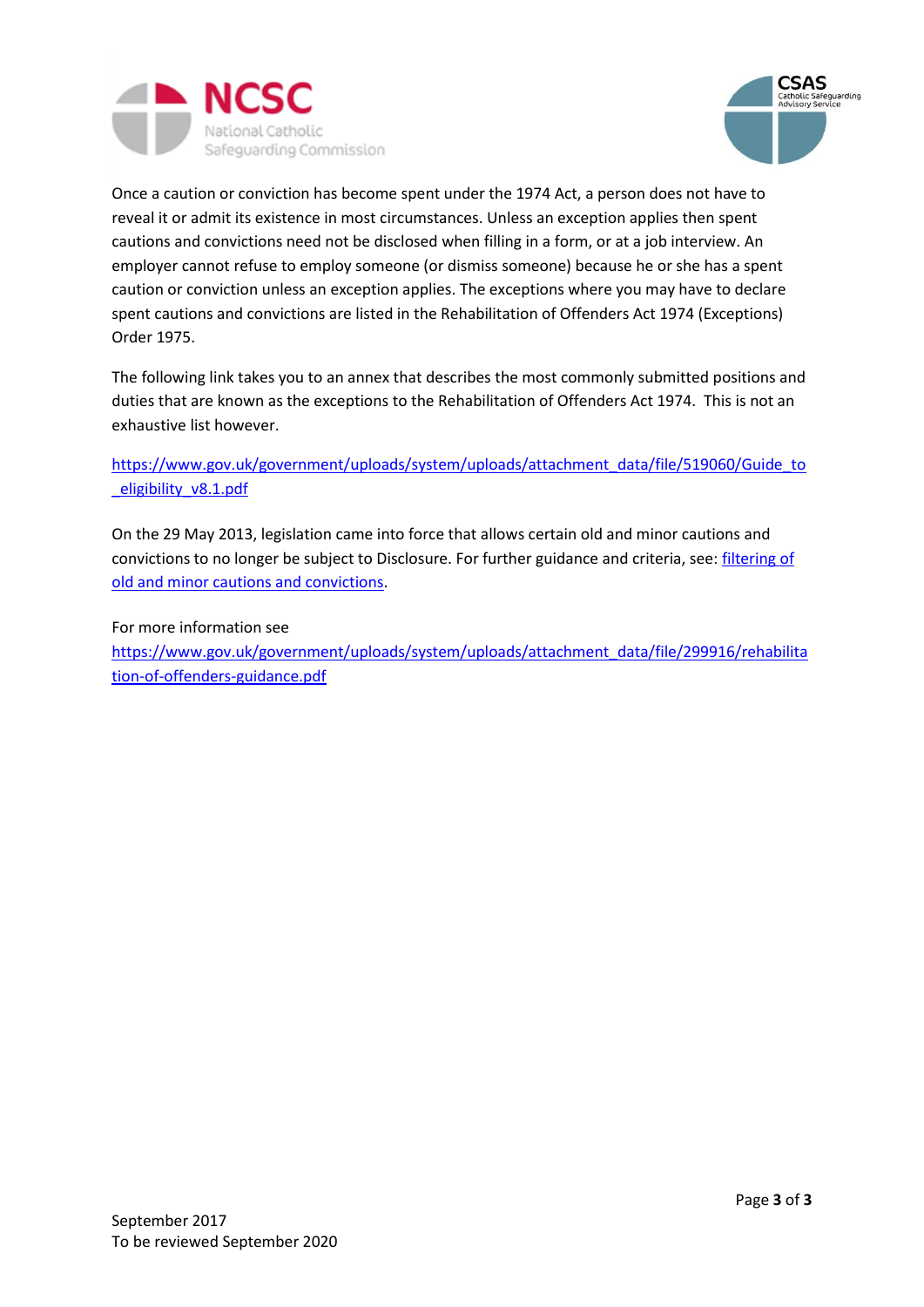Once a caution or conviction has become spent under the 1974 Act, a person does not have to reveal it or admit its existence in most circumstances. Unless an exception applies then spent cautions and convictions need not be disclosed when filling in a form, or at a job interview. An employer cannot refuse to employ someone (or dismiss someone) because he or she has a spent caution or conviction unless an exception applies. The exceptions where you may have to declare spent cautions and convictions are listed in the Rehabilitation of Offenders Act 1974 (Exceptions) Order 1975.

The following link takes you to an annex that describes the most commonly submitted positions and duties that are known as the exceptions to the Rehabilitation of Offenders Act 1974. This is not an exhaustive list however.

https://www.gov.uk/government/uploads/system/uploads/attachment_data/file/519060/Guide_to_eligibility_v8.1.pdf

On the 29 May 2013, legislation came into force that allows certain old and minor cautions and convictions to no longer be subject to Disclosure. For further guidance and criteria, see: filtering of old and minor cautions and convictions.

For more information see
https://www.gov.uk/government/uploads/system/uploads/attachment_data/file/299916/rehabilitation-of-offenders-guidance.pdf

September 2017
To be reviewed September 2020